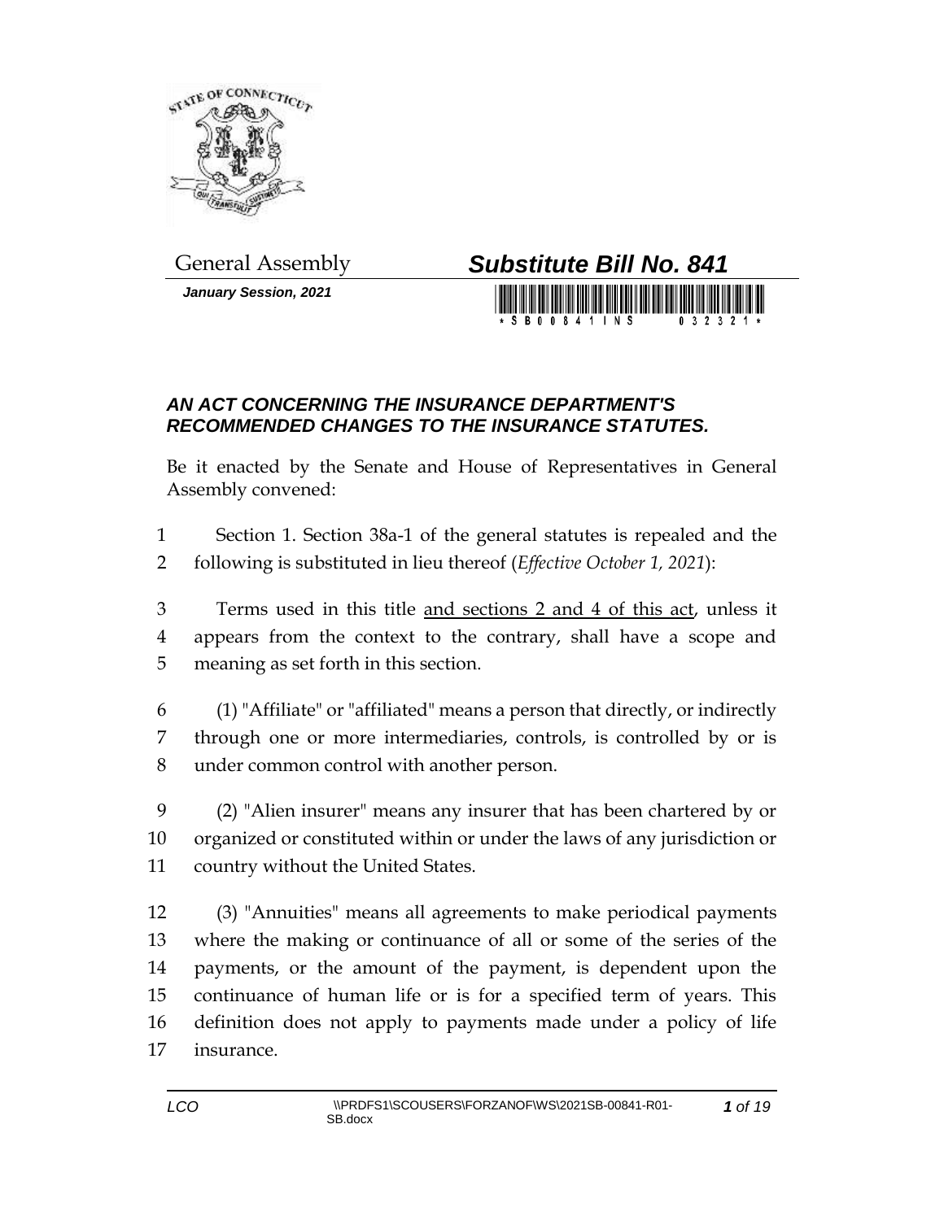General Assembly

**_Substitute Bill No. 841_**

***January Session, 2021***

## *AN ACT CONCERNING THE INSURANCE DEPARTMENT'S RECOMMENDED CHANGES TO THE INSURANCE STATUTES.*

Be it enacted by the Senate and House of Representatives in General Assembly convened:

1 Section 1. Section 38a-1 of the general statutes is repealed and the
2 following is substituted in lieu thereof (*Effective October 1, 2021*):

3 Terms used in this title <u>and sections 2 and 4 of this act</u>, unless it
4 appears from the context to the contrary, shall have a scope and
5 meaning as set forth in this section.

6 (1) "Affiliate" or "affiliated" means a person that directly, or indirectly
7 through one or more intermediaries, controls, is controlled by or is
8 under common control with another person.

9 (2) "Alien insurer" means any insurer that has been chartered by or
10 organized or constituted within or under the laws of any jurisdiction or
11 country without the United States.

12 (3) "Annuities" means all agreements to make periodical payments
13 where the making or continuance of all or some of the series of the
14 payments, or the amount of the payment, is dependent upon the
15 continuance of human life or is for a specified term of years. This
16 definition does not apply to payments made under a policy of life
17 insurance.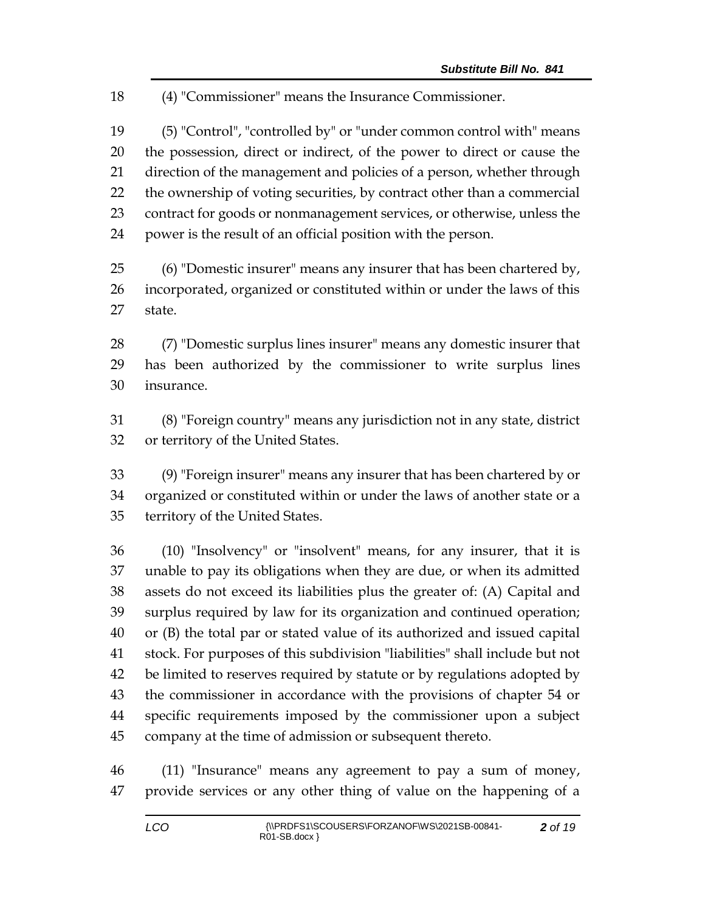(4) "Commissioner" means the Insurance Commissioner.

(5) "Control", "controlled by" or "under common control with" means the possession, direct or indirect, of the power to direct or cause the direction of the management and policies of a person, whether through the ownership of voting securities, by contract other than a commercial contract for goods or nonmanagement services, or otherwise, unless the power is the result of an official position with the person.

(6) "Domestic insurer" means any insurer that has been chartered by, incorporated, organized or constituted within or under the laws of this state.

(7) "Domestic surplus lines insurer" means any domestic insurer that has been authorized by the commissioner to write surplus lines insurance.

(8) "Foreign country" means any jurisdiction not in any state, district or territory of the United States.

(9) "Foreign insurer" means any insurer that has been chartered by or organized or constituted within or under the laws of another state or a territory of the United States.

(10) "Insolvency" or "insolvent" means, for any insurer, that it is unable to pay its obligations when they are due, or when its admitted assets do not exceed its liabilities plus the greater of: (A) Capital and surplus required by law for its organization and continued operation; or (B) the total par or stated value of its authorized and issued capital stock. For purposes of this subdivision "liabilities" shall include but not be limited to reserves required by statute or by regulations adopted by the commissioner in accordance with the provisions of chapter 54 or specific requirements imposed by the commissioner upon a subject company at the time of admission or subsequent thereto.

(11) "Insurance" means any agreement to pay a sum of money, provide services or any other thing of value on the happening of a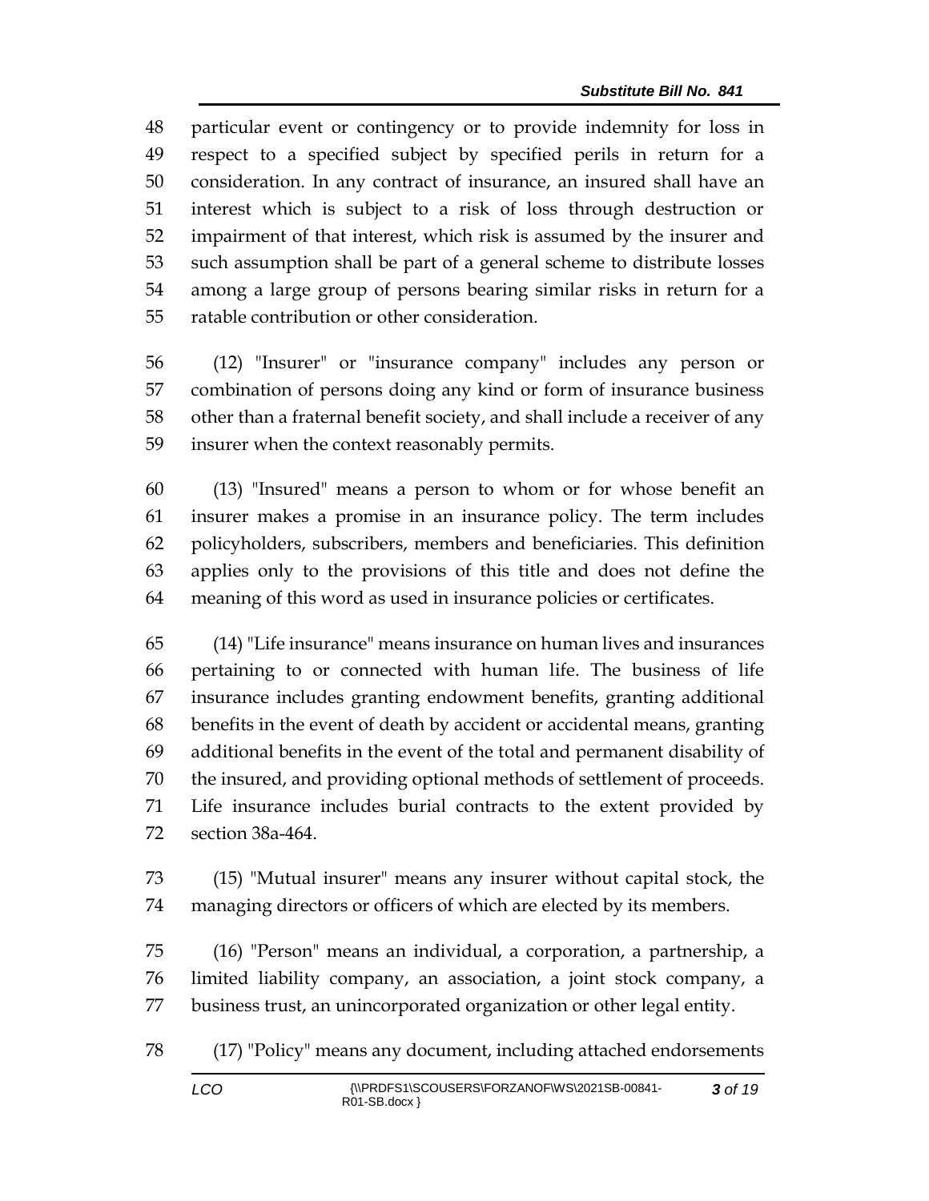particular event or contingency or to provide indemnity for loss in respect to a specified subject by specified perils in return for a consideration. In any contract of insurance, an insured shall have an interest which is subject to a risk of loss through destruction or impairment of that interest, which risk is assumed by the insurer and such assumption shall be part of a general scheme to distribute losses among a large group of persons bearing similar risks in return for a ratable contribution or other consideration.

(12) "Insurer" or "insurance company" includes any person or combination of persons doing any kind or form of insurance business other than a fraternal benefit society, and shall include a receiver of any insurer when the context reasonably permits.

(13) "Insured" means a person to whom or for whose benefit an insurer makes a promise in an insurance policy. The term includes policyholders, subscribers, members and beneficiaries. This definition applies only to the provisions of this title and does not define the meaning of this word as used in insurance policies or certificates.

(14) "Life insurance" means insurance on human lives and insurances pertaining to or connected with human life. The business of life insurance includes granting endowment benefits, granting additional benefits in the event of death by accident or accidental means, granting additional benefits in the event of the total and permanent disability of the insured, and providing optional methods of settlement of proceeds. Life insurance includes burial contracts to the extent provided by section 38a-464.

(15) "Mutual insurer" means any insurer without capital stock, the managing directors or officers of which are elected by its members.

(16) "Person" means an individual, a corporation, a partnership, a limited liability company, an association, a joint stock company, a business trust, an unincorporated organization or other legal entity.

(17) "Policy" means any document, including attached endorsements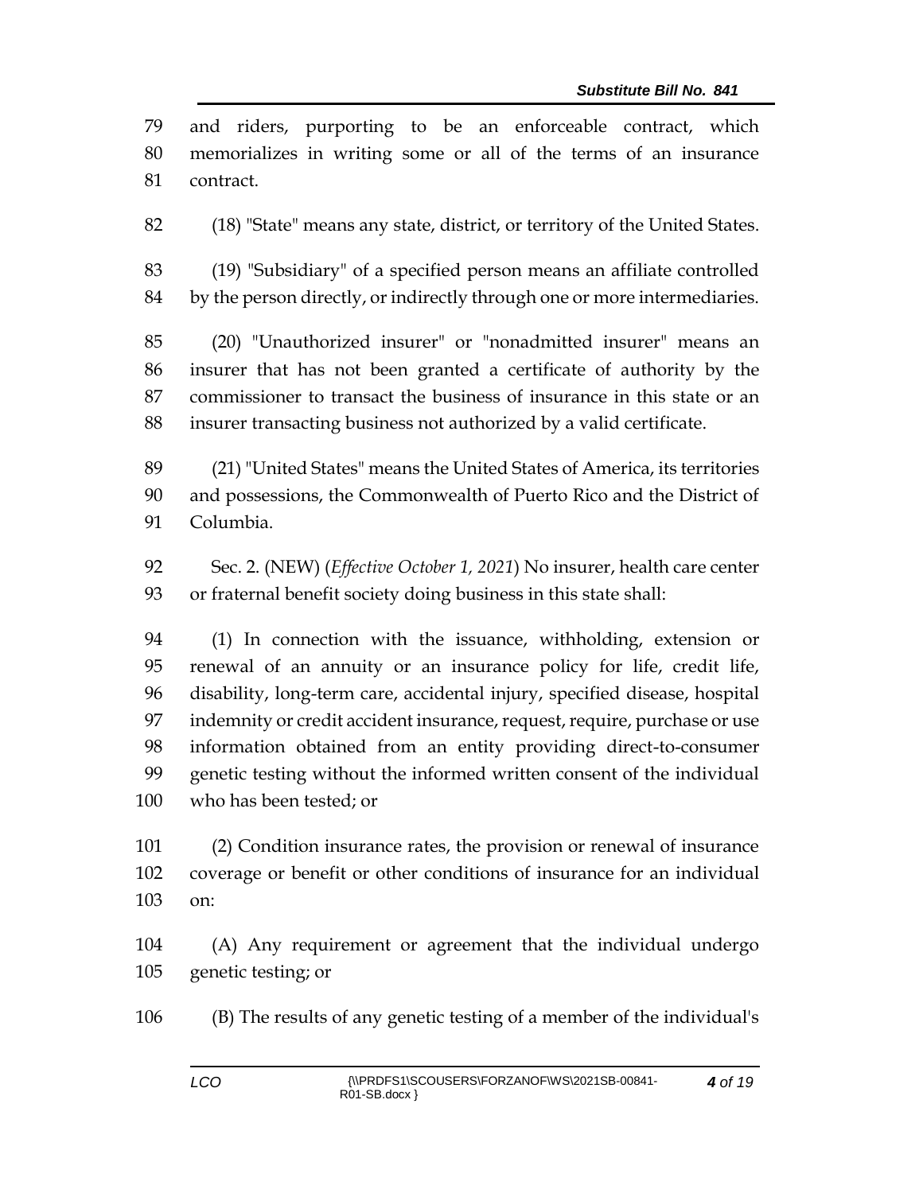and riders, purporting to be an enforceable contract, which memorializes in writing some or all of the terms of an insurance contract.

(18) "State" means any state, district, or territory of the United States.

(19) "Subsidiary" of a specified person means an affiliate controlled by the person directly, or indirectly through one or more intermediaries.

(20) "Unauthorized insurer" or "nonadmitted insurer" means an insurer that has not been granted a certificate of authority by the commissioner to transact the business of insurance in this state or an insurer transacting business not authorized by a valid certificate.

(21) "United States" means the United States of America, its territories and possessions, the Commonwealth of Puerto Rico and the District of Columbia.

Sec. 2. (NEW) (*Effective October 1, 2021*) No insurer, health care center or fraternal benefit society doing business in this state shall:

(1) In connection with the issuance, withholding, extension or renewal of an annuity or an insurance policy for life, credit life, disability, long-term care, accidental injury, specified disease, hospital indemnity or credit accident insurance, request, require, purchase or use information obtained from an entity providing direct-to-consumer genetic testing without the informed written consent of the individual who has been tested; or

(2) Condition insurance rates, the provision or renewal of insurance coverage or benefit or other conditions of insurance for an individual on:

(A) Any requirement or agreement that the individual undergo genetic testing; or

(B) The results of any genetic testing of a member of the individual's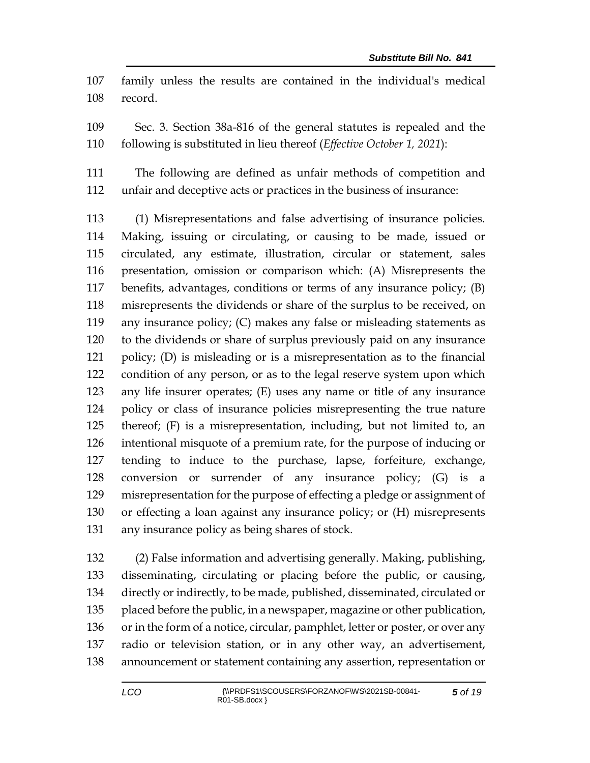family unless the results are contained in the individual's medical record.

Sec. 3. Section 38a-816 of the general statutes is repealed and the following is substituted in lieu thereof (*Effective October 1, 2021*):

The following are defined as unfair methods of competition and unfair and deceptive acts or practices in the business of insurance:

(1) Misrepresentations and false advertising of insurance policies. Making, issuing or circulating, or causing to be made, issued or circulated, any estimate, illustration, circular or statement, sales presentation, omission or comparison which: (A) Misrepresents the benefits, advantages, conditions or terms of any insurance policy; (B) misrepresents the dividends or share of the surplus to be received, on any insurance policy; (C) makes any false or misleading statements as to the dividends or share of surplus previously paid on any insurance policy; (D) is misleading or is a misrepresentation as to the financial condition of any person, or as to the legal reserve system upon which any life insurer operates; (E) uses any name or title of any insurance policy or class of insurance policies misrepresenting the true nature thereof; (F) is a misrepresentation, including, but not limited to, an intentional misquote of a premium rate, for the purpose of inducing or tending to induce to the purchase, lapse, forfeiture, exchange, conversion or surrender of any insurance policy; (G) is a misrepresentation for the purpose of effecting a pledge or assignment of or effecting a loan against any insurance policy; or (H) misrepresents any insurance policy as being shares of stock.

(2) False information and advertising generally. Making, publishing, disseminating, circulating or placing before the public, or causing, directly or indirectly, to be made, published, disseminated, circulated or placed before the public, in a newspaper, magazine or other publication, or in the form of a notice, circular, pamphlet, letter or poster, or over any radio or television station, or in any other way, an advertisement, announcement or statement containing any assertion, representation or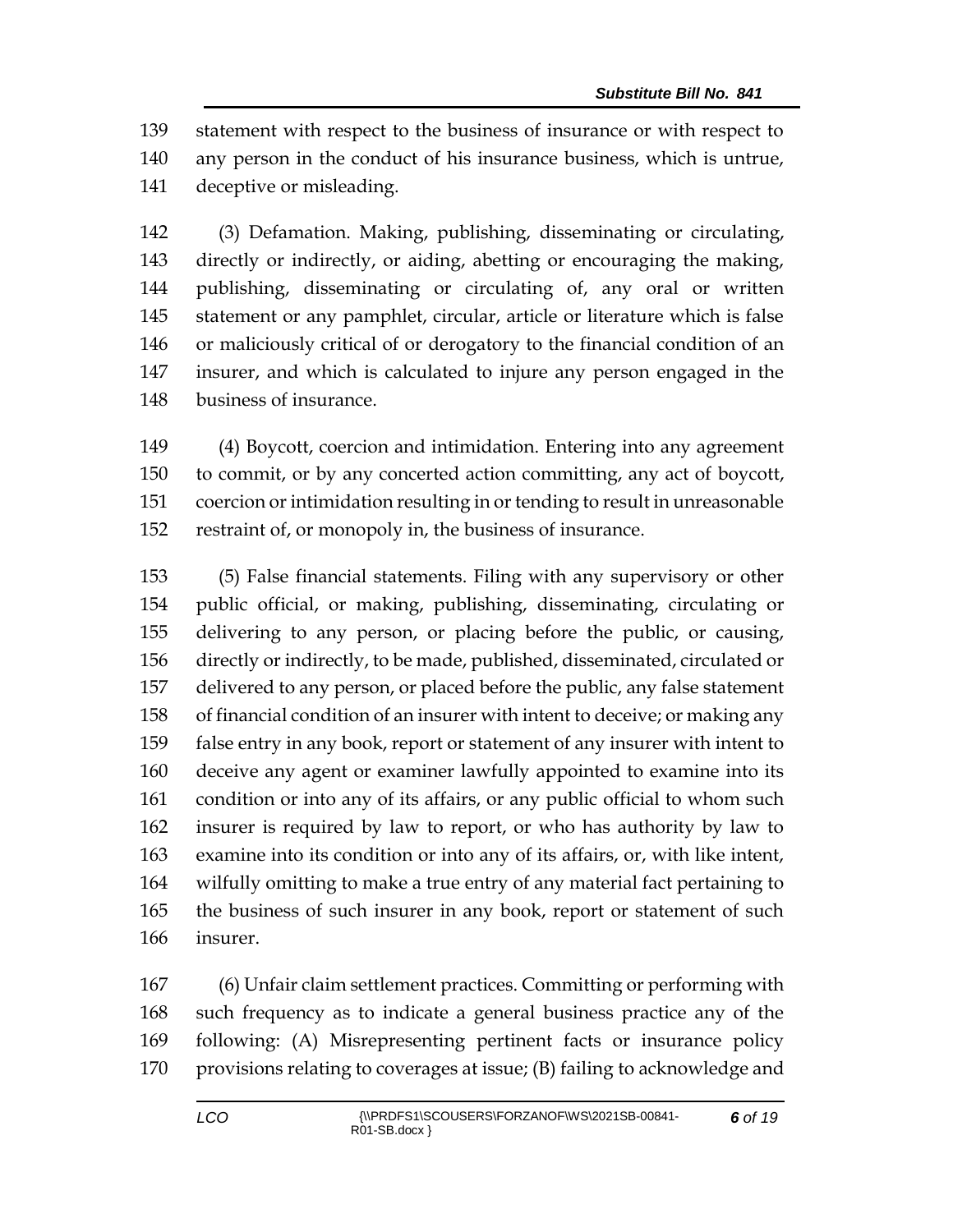statement with respect to the business of insurance or with respect to any person in the conduct of his insurance business, which is untrue, deceptive or misleading.

(3) Defamation. Making, publishing, disseminating or circulating, directly or indirectly, or aiding, abetting or encouraging the making, publishing, disseminating or circulating of, any oral or written statement or any pamphlet, circular, article or literature which is false or maliciously critical of or derogatory to the financial condition of an insurer, and which is calculated to injure any person engaged in the business of insurance.

(4) Boycott, coercion and intimidation. Entering into any agreement to commit, or by any concerted action committing, any act of boycott, coercion or intimidation resulting in or tending to result in unreasonable restraint of, or monopoly in, the business of insurance.

(5) False financial statements. Filing with any supervisory or other public official, or making, publishing, disseminating, circulating or delivering to any person, or placing before the public, or causing, directly or indirectly, to be made, published, disseminated, circulated or delivered to any person, or placed before the public, any false statement of financial condition of an insurer with intent to deceive; or making any false entry in any book, report or statement of any insurer with intent to deceive any agent or examiner lawfully appointed to examine into its condition or into any of its affairs, or any public official to whom such insurer is required by law to report, or who has authority by law to examine into its condition or into any of its affairs, or, with like intent, wilfully omitting to make a true entry of any material fact pertaining to the business of such insurer in any book, report or statement of such insurer.

(6) Unfair claim settlement practices. Committing or performing with such frequency as to indicate a general business practice any of the following: (A) Misrepresenting pertinent facts or insurance policy provisions relating to coverages at issue; (B) failing to acknowledge and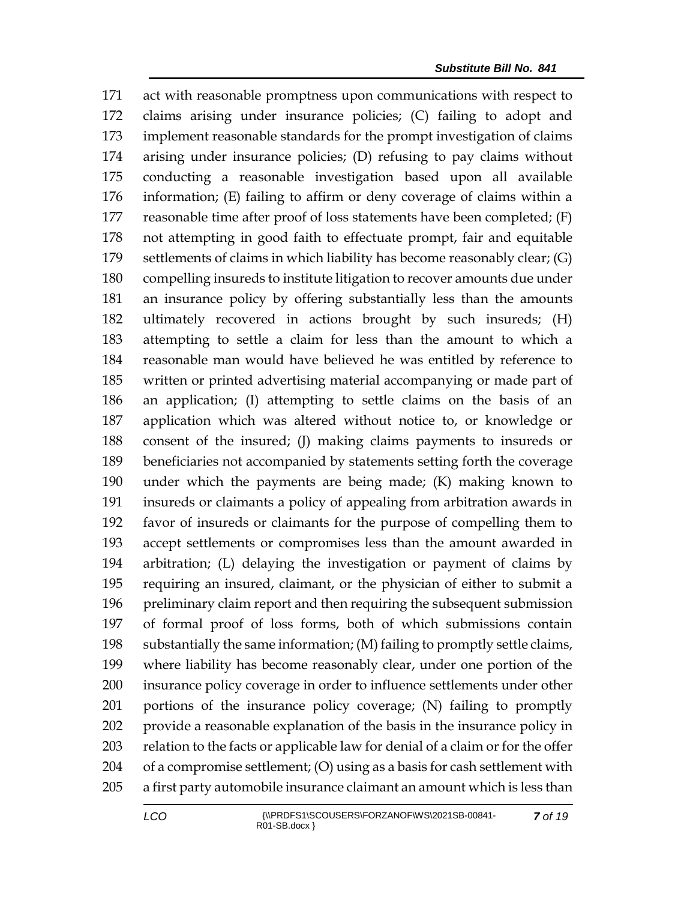act with reasonable promptness upon communications with respect to claims arising under insurance policies; (C) failing to adopt and implement reasonable standards for the prompt investigation of claims arising under insurance policies; (D) refusing to pay claims without conducting a reasonable investigation based upon all available information; (E) failing to affirm or deny coverage of claims within a reasonable time after proof of loss statements have been completed; (F) not attempting in good faith to effectuate prompt, fair and equitable settlements of claims in which liability has become reasonably clear; (G) compelling insureds to institute litigation to recover amounts due under an insurance policy by offering substantially less than the amounts ultimately recovered in actions brought by such insureds; (H) attempting to settle a claim for less than the amount to which a reasonable man would have believed he was entitled by reference to written or printed advertising material accompanying or made part of an application; (I) attempting to settle claims on the basis of an application which was altered without notice to, or knowledge or consent of the insured; (J) making claims payments to insureds or beneficiaries not accompanied by statements setting forth the coverage under which the payments are being made; (K) making known to insureds or claimants a policy of appealing from arbitration awards in favor of insureds or claimants for the purpose of compelling them to accept settlements or compromises less than the amount awarded in arbitration; (L) delaying the investigation or payment of claims by requiring an insured, claimant, or the physician of either to submit a preliminary claim report and then requiring the subsequent submission of formal proof of loss forms, both of which submissions contain substantially the same information; (M) failing to promptly settle claims, where liability has become reasonably clear, under one portion of the insurance policy coverage in order to influence settlements under other portions of the insurance policy coverage; (N) failing to promptly provide a reasonable explanation of the basis in the insurance policy in relation to the facts or applicable law for denial of a claim or for the offer of a compromise settlement; (O) using as a basis for cash settlement with a first party automobile insurance claimant an amount which is less than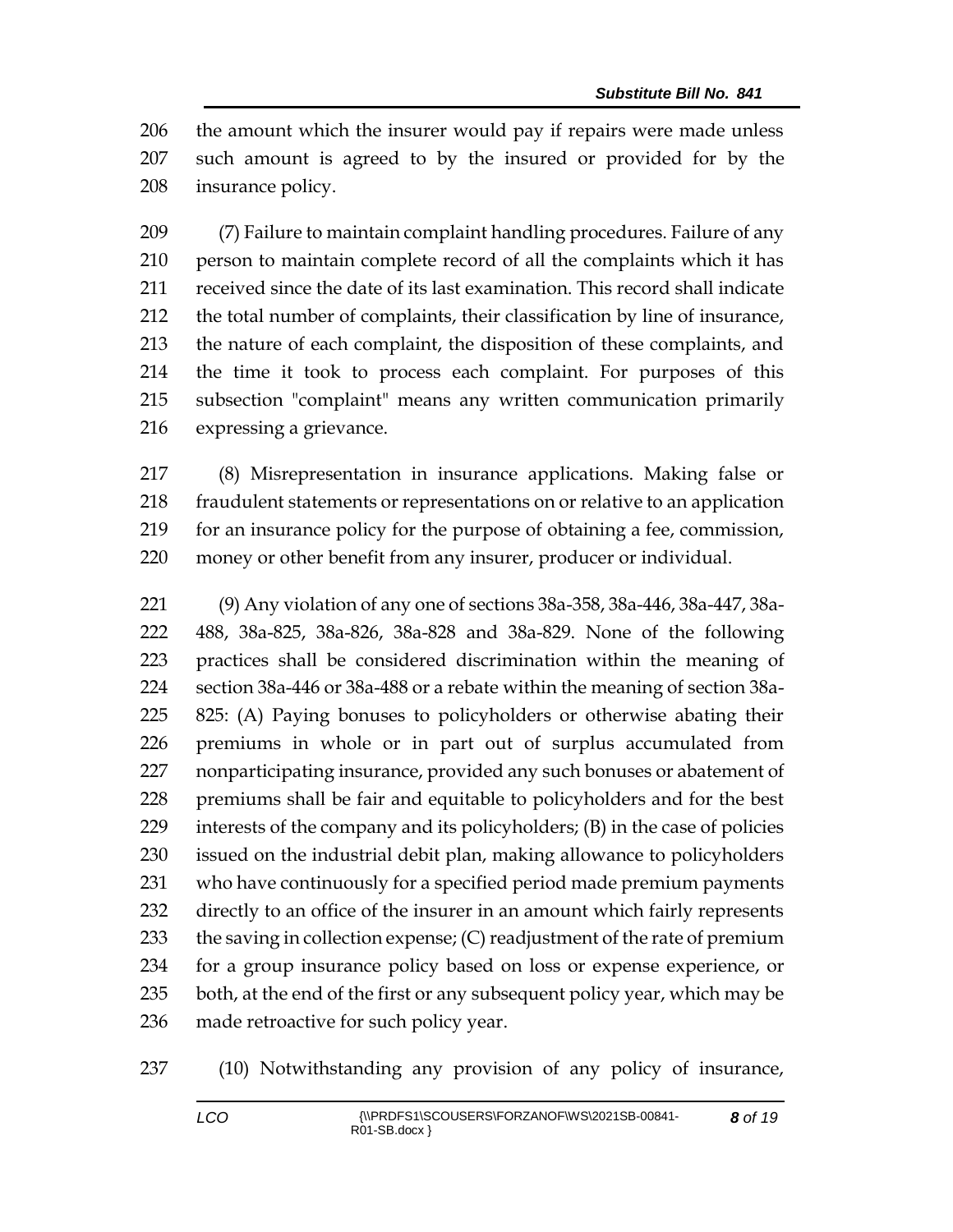the amount which the insurer would pay if repairs were made unless such amount is agreed to by the insured or provided for by the insurance policy.

(7) Failure to maintain complaint handling procedures. Failure of any person to maintain complete record of all the complaints which it has received since the date of its last examination. This record shall indicate the total number of complaints, their classification by line of insurance, the nature of each complaint, the disposition of these complaints, and the time it took to process each complaint. For purposes of this subsection "complaint" means any written communication primarily expressing a grievance.

(8) Misrepresentation in insurance applications. Making false or fraudulent statements or representations on or relative to an application for an insurance policy for the purpose of obtaining a fee, commission, money or other benefit from any insurer, producer or individual.

(9) Any violation of any one of sections 38a-358, 38a-446, 38a-447, 38a-488, 38a-825, 38a-826, 38a-828 and 38a-829. None of the following practices shall be considered discrimination within the meaning of section 38a-446 or 38a-488 or a rebate within the meaning of section 38a-825: (A) Paying bonuses to policyholders or otherwise abating their premiums in whole or in part out of surplus accumulated from nonparticipating insurance, provided any such bonuses or abatement of premiums shall be fair and equitable to policyholders and for the best interests of the company and its policyholders; (B) in the case of policies issued on the industrial debit plan, making allowance to policyholders who have continuously for a specified period made premium payments directly to an office of the insurer in an amount which fairly represents the saving in collection expense; (C) readjustment of the rate of premium for a group insurance policy based on loss or expense experience, or both, at the end of the first or any subsequent policy year, which may be made retroactive for such policy year.

(10) Notwithstanding any provision of any policy of insurance,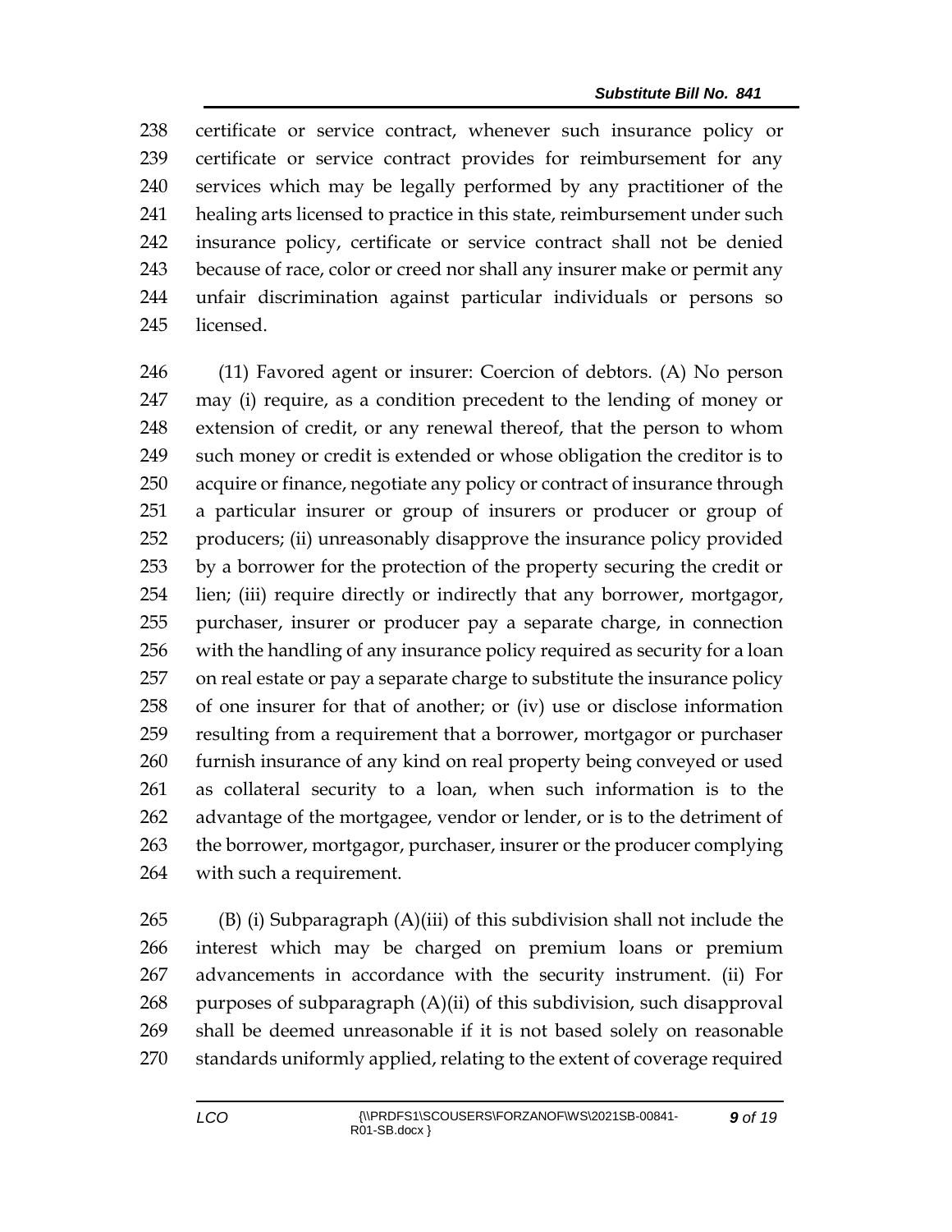certificate or service contract, whenever such insurance policy or certificate or service contract provides for reimbursement for any services which may be legally performed by any practitioner of the healing arts licensed to practice in this state, reimbursement under such insurance policy, certificate or service contract shall not be denied because of race, color or creed nor shall any insurer make or permit any unfair discrimination against particular individuals or persons so licensed.

(11) Favored agent or insurer: Coercion of debtors. (A) No person may (i) require, as a condition precedent to the lending of money or extension of credit, or any renewal thereof, that the person to whom such money or credit is extended or whose obligation the creditor is to acquire or finance, negotiate any policy or contract of insurance through a particular insurer or group of insurers or producer or group of producers; (ii) unreasonably disapprove the insurance policy provided by a borrower for the protection of the property securing the credit or lien; (iii) require directly or indirectly that any borrower, mortgagor, purchaser, insurer or producer pay a separate charge, in connection with the handling of any insurance policy required as security for a loan on real estate or pay a separate charge to substitute the insurance policy of one insurer for that of another; or (iv) use or disclose information resulting from a requirement that a borrower, mortgagor or purchaser furnish insurance of any kind on real property being conveyed or used as collateral security to a loan, when such information is to the advantage of the mortgagee, vendor or lender, or is to the detriment of the borrower, mortgagor, purchaser, insurer or the producer complying with such a requirement.

(B) (i) Subparagraph (A)(iii) of this subdivision shall not include the interest which may be charged on premium loans or premium advancements in accordance with the security instrument. (ii) For purposes of subparagraph (A)(ii) of this subdivision, such disapproval shall be deemed unreasonable if it is not based solely on reasonable standards uniformly applied, relating to the extent of coverage required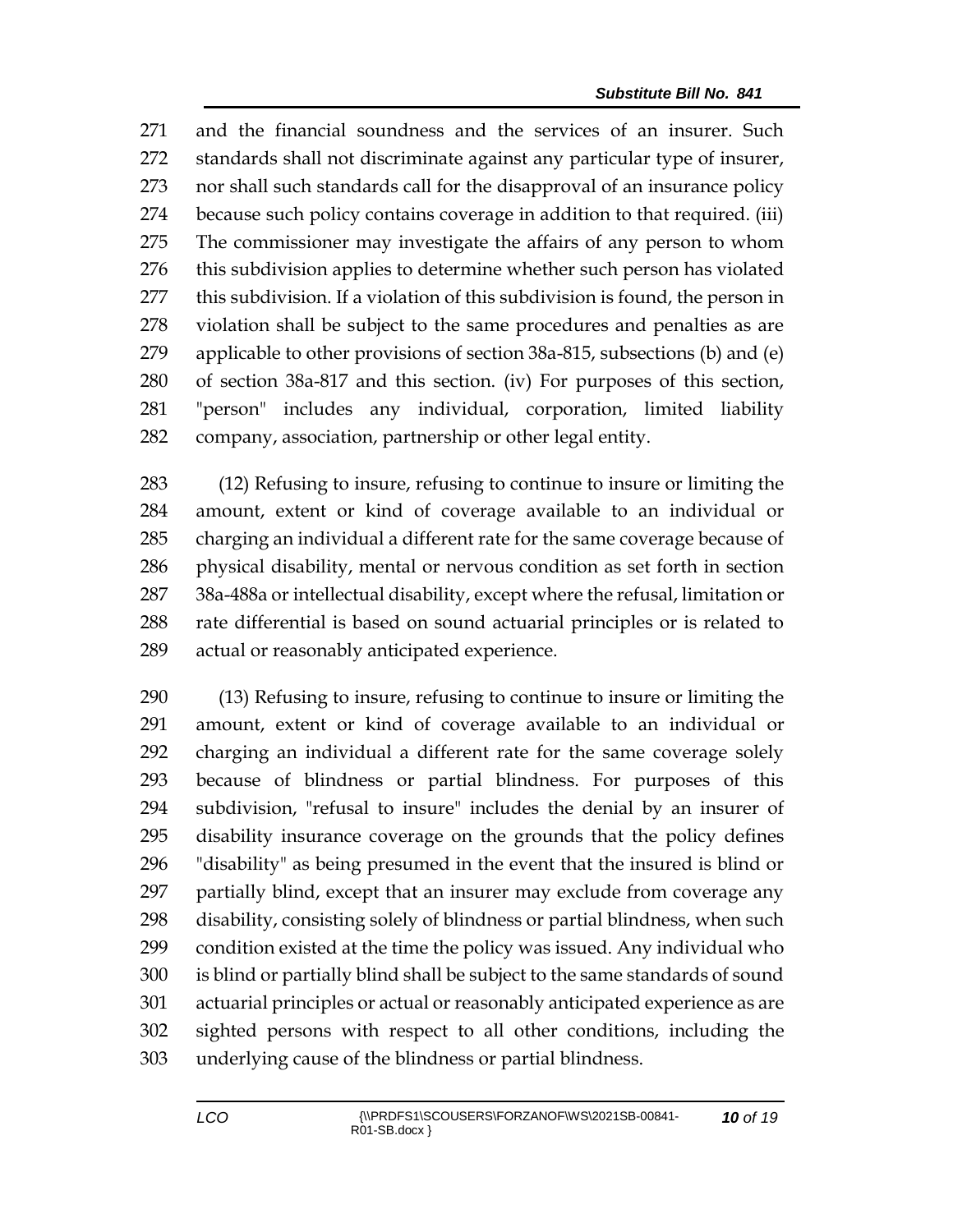and the financial soundness and the services of an insurer. Such standards shall not discriminate against any particular type of insurer, nor shall such standards call for the disapproval of an insurance policy because such policy contains coverage in addition to that required. (iii) The commissioner may investigate the affairs of any person to whom this subdivision applies to determine whether such person has violated this subdivision. If a violation of this subdivision is found, the person in violation shall be subject to the same procedures and penalties as are applicable to other provisions of section 38a-815, subsections (b) and (e) of section 38a-817 and this section. (iv) For purposes of this section, "person" includes any individual, corporation, limited liability company, association, partnership or other legal entity.

(12) Refusing to insure, refusing to continue to insure or limiting the amount, extent or kind of coverage available to an individual or charging an individual a different rate for the same coverage because of physical disability, mental or nervous condition as set forth in section 38a-488a or intellectual disability, except where the refusal, limitation or rate differential is based on sound actuarial principles or is related to actual or reasonably anticipated experience.

(13) Refusing to insure, refusing to continue to insure or limiting the amount, extent or kind of coverage available to an individual or charging an individual a different rate for the same coverage solely because of blindness or partial blindness. For purposes of this subdivision, "refusal to insure" includes the denial by an insurer of disability insurance coverage on the grounds that the policy defines "disability" as being presumed in the event that the insured is blind or partially blind, except that an insurer may exclude from coverage any disability, consisting solely of blindness or partial blindness, when such condition existed at the time the policy was issued. Any individual who is blind or partially blind shall be subject to the same standards of sound actuarial principles or actual or reasonably anticipated experience as are sighted persons with respect to all other conditions, including the underlying cause of the blindness or partial blindness.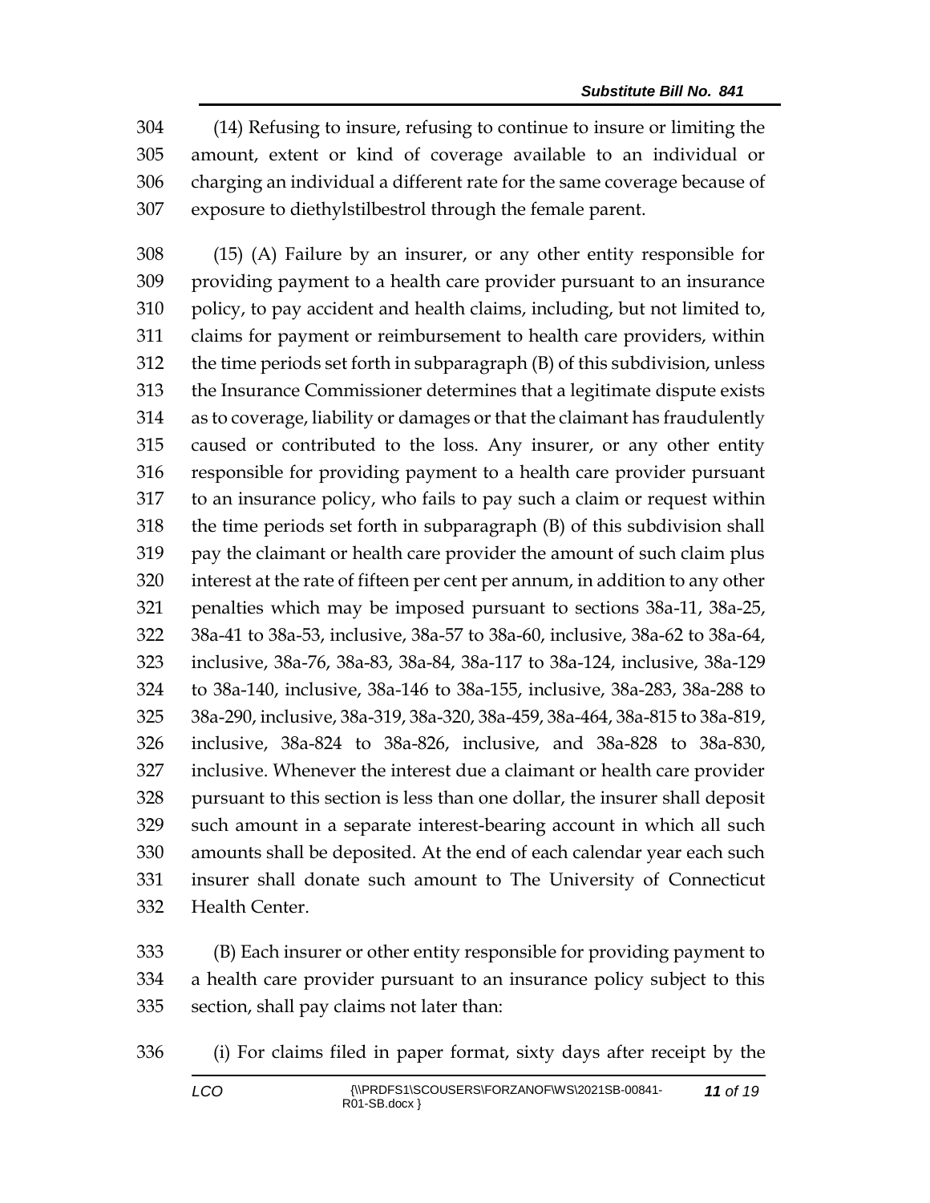(14) Refusing to insure, refusing to continue to insure or limiting the amount, extent or kind of coverage available to an individual or charging an individual a different rate for the same coverage because of exposure to diethylstilbestrol through the female parent.

(15) (A) Failure by an insurer, or any other entity responsible for providing payment to a health care provider pursuant to an insurance policy, to pay accident and health claims, including, but not limited to, claims for payment or reimbursement to health care providers, within the time periods set forth in subparagraph (B) of this subdivision, unless the Insurance Commissioner determines that a legitimate dispute exists as to coverage, liability or damages or that the claimant has fraudulently caused or contributed to the loss. Any insurer, or any other entity responsible for providing payment to a health care provider pursuant to an insurance policy, who fails to pay such a claim or request within the time periods set forth in subparagraph (B) of this subdivision shall pay the claimant or health care provider the amount of such claim plus interest at the rate of fifteen per cent per annum, in addition to any other penalties which may be imposed pursuant to sections 38a-11, 38a-25, 38a-41 to 38a-53, inclusive, 38a-57 to 38a-60, inclusive, 38a-62 to 38a-64, inclusive, 38a-76, 38a-83, 38a-84, 38a-117 to 38a-124, inclusive, 38a-129 to 38a-140, inclusive, 38a-146 to 38a-155, inclusive, 38a-283, 38a-288 to 38a-290, inclusive, 38a-319, 38a-320, 38a-459, 38a-464, 38a-815 to 38a-819, inclusive, 38a-824 to 38a-826, inclusive, and 38a-828 to 38a-830, inclusive. Whenever the interest due a claimant or health care provider pursuant to this section is less than one dollar, the insurer shall deposit such amount in a separate interest-bearing account in which all such amounts shall be deposited. At the end of each calendar year each such insurer shall donate such amount to The University of Connecticut Health Center.

(B) Each insurer or other entity responsible for providing payment to a health care provider pursuant to an insurance policy subject to this section, shall pay claims not later than:

(i) For claims filed in paper format, sixty days after receipt by the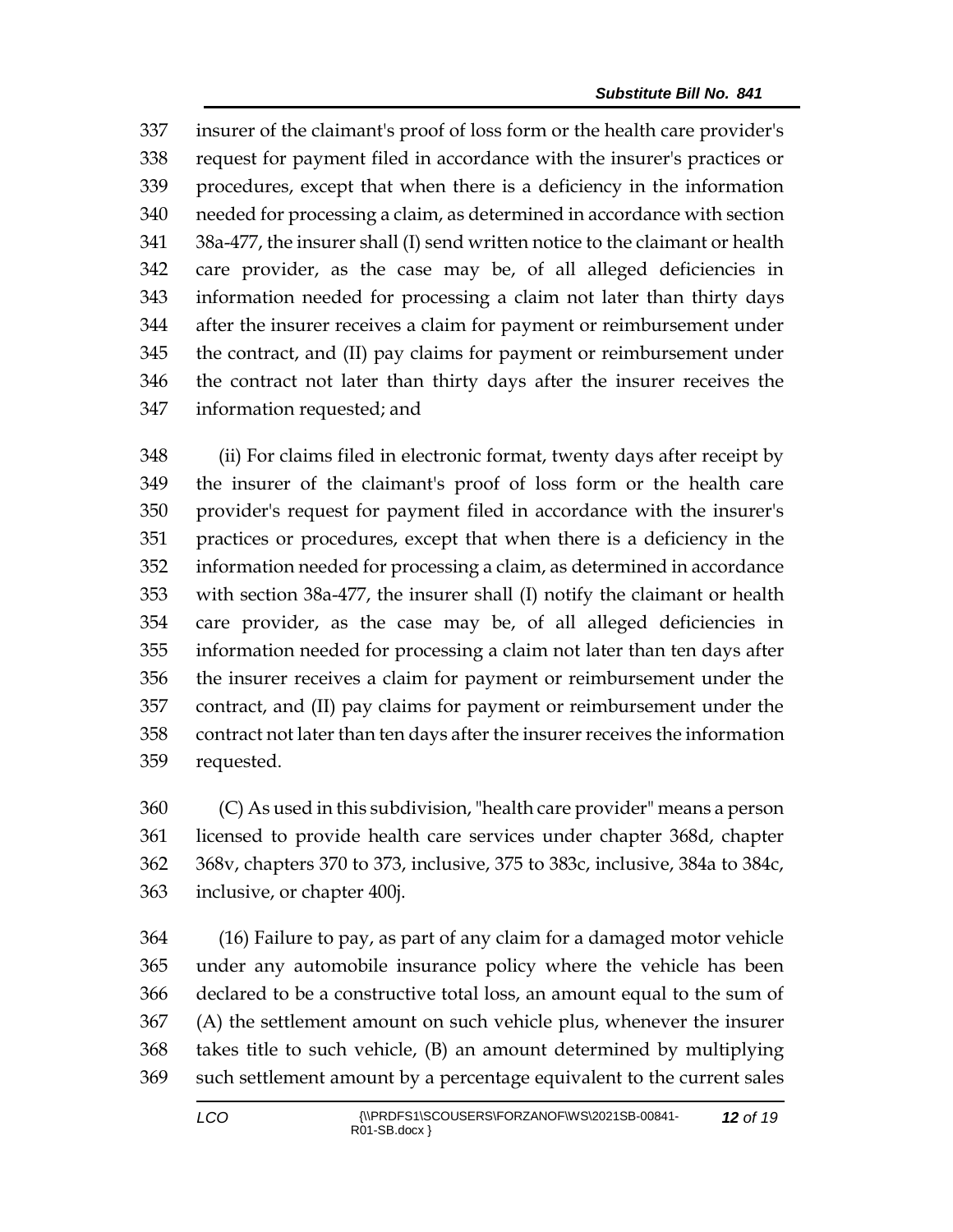insurer of the claimant's proof of loss form or the health care provider's request for payment filed in accordance with the insurer's practices or procedures, except that when there is a deficiency in the information needed for processing a claim, as determined in accordance with section 38a-477, the insurer shall (I) send written notice to the claimant or health care provider, as the case may be, of all alleged deficiencies in information needed for processing a claim not later than thirty days after the insurer receives a claim for payment or reimbursement under the contract, and (II) pay claims for payment or reimbursement under the contract not later than thirty days after the insurer receives the information requested; and

(ii) For claims filed in electronic format, twenty days after receipt by the insurer of the claimant's proof of loss form or the health care provider's request for payment filed in accordance with the insurer's practices or procedures, except that when there is a deficiency in the information needed for processing a claim, as determined in accordance with section 38a-477, the insurer shall (I) notify the claimant or health care provider, as the case may be, of all alleged deficiencies in information needed for processing a claim not later than ten days after the insurer receives a claim for payment or reimbursement under the contract, and (II) pay claims for payment or reimbursement under the contract not later than ten days after the insurer receives the information requested.

(C) As used in this subdivision, "health care provider" means a person licensed to provide health care services under chapter 368d, chapter 368v, chapters 370 to 373, inclusive, 375 to 383c, inclusive, 384a to 384c, inclusive, or chapter 400j.

(16) Failure to pay, as part of any claim for a damaged motor vehicle under any automobile insurance policy where the vehicle has been declared to be a constructive total loss, an amount equal to the sum of (A) the settlement amount on such vehicle plus, whenever the insurer takes title to such vehicle, (B) an amount determined by multiplying such settlement amount by a percentage equivalent to the current sales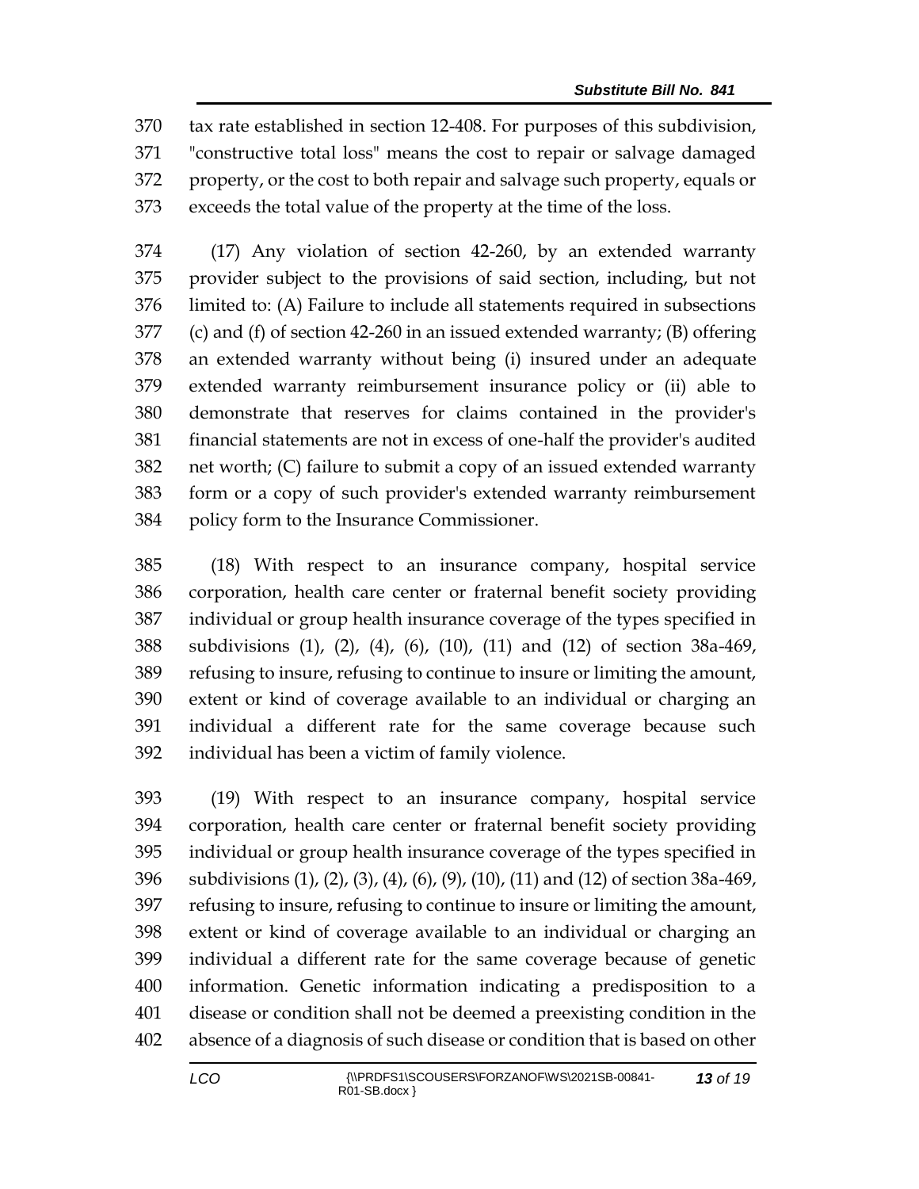tax rate established in section 12-408. For purposes of this subdivision, "constructive total loss" means the cost to repair or salvage damaged property, or the cost to both repair and salvage such property, equals or exceeds the total value of the property at the time of the loss.

(17) Any violation of section 42-260, by an extended warranty provider subject to the provisions of said section, including, but not limited to: (A) Failure to include all statements required in subsections (c) and (f) of section 42-260 in an issued extended warranty; (B) offering an extended warranty without being (i) insured under an adequate extended warranty reimbursement insurance policy or (ii) able to demonstrate that reserves for claims contained in the provider's financial statements are not in excess of one-half the provider's audited net worth; (C) failure to submit a copy of an issued extended warranty form or a copy of such provider's extended warranty reimbursement policy form to the Insurance Commissioner.

(18) With respect to an insurance company, hospital service corporation, health care center or fraternal benefit society providing individual or group health insurance coverage of the types specified in subdivisions (1), (2), (4), (6), (10), (11) and (12) of section 38a-469, refusing to insure, refusing to continue to insure or limiting the amount, extent or kind of coverage available to an individual or charging an individual a different rate for the same coverage because such individual has been a victim of family violence.

(19) With respect to an insurance company, hospital service corporation, health care center or fraternal benefit society providing individual or group health insurance coverage of the types specified in subdivisions (1), (2), (3), (4), (6), (9), (10), (11) and (12) of section 38a-469, refusing to insure, refusing to continue to insure or limiting the amount, extent or kind of coverage available to an individual or charging an individual a different rate for the same coverage because of genetic information. Genetic information indicating a predisposition to a disease or condition shall not be deemed a preexisting condition in the absence of a diagnosis of such disease or condition that is based on other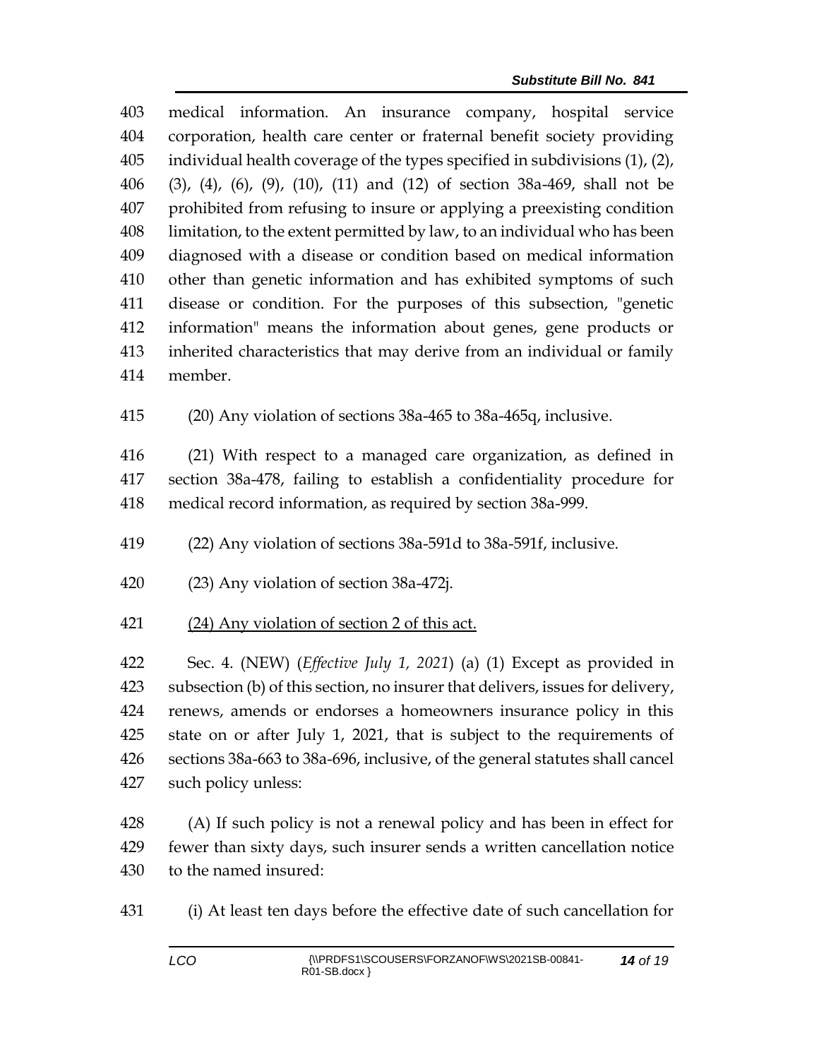medical information. An insurance company, hospital service corporation, health care center or fraternal benefit society providing individual health coverage of the types specified in subdivisions (1), (2), (3), (4), (6), (9), (10), (11) and (12) of section 38a-469, shall not be prohibited from refusing to insure or applying a preexisting condition limitation, to the extent permitted by law, to an individual who has been diagnosed with a disease or condition based on medical information other than genetic information and has exhibited symptoms of such disease or condition. For the purposes of this subsection, "genetic information" means the information about genes, gene products or inherited characteristics that may derive from an individual or family member.

(20) Any violation of sections 38a-465 to 38a-465q, inclusive.

(21) With respect to a managed care organization, as defined in section 38a-478, failing to establish a confidentiality procedure for medical record information, as required by section 38a-999.

(22) Any violation of sections 38a-591d to 38a-591f, inclusive.

(23) Any violation of section 38a-472j.

<u>(24) Any violation of section 2 of this act.</u>

Sec. 4. (NEW) (*Effective July 1, 2021*) (a) (1) Except as provided in subsection (b) of this section, no insurer that delivers, issues for delivery, renews, amends or endorses a homeowners insurance policy in this state on or after July 1, 2021, that is subject to the requirements of sections 38a-663 to 38a-696, inclusive, of the general statutes shall cancel such policy unless:

(A) If such policy is not a renewal policy and has been in effect for fewer than sixty days, such insurer sends a written cancellation notice to the named insured:

(i) At least ten days before the effective date of such cancellation for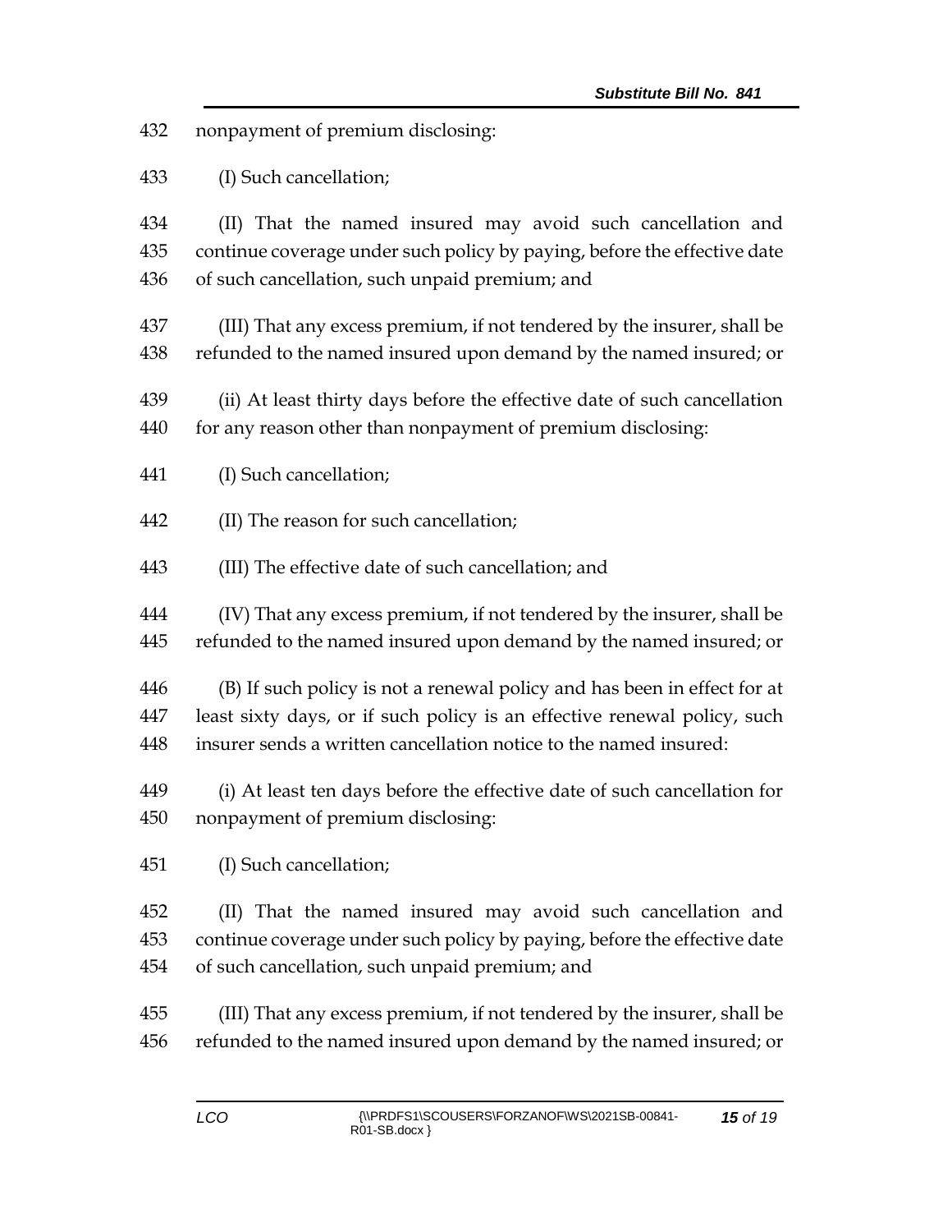432 nonpayment of premium disclosing:

433 (I) Such cancellation;

434 (II) That the named insured may avoid such cancellation and
435 continue coverage under such policy by paying, before the effective date
436 of such cancellation, such unpaid premium; and

437 (III) That any excess premium, if not tendered by the insurer, shall be
438 refunded to the named insured upon demand by the named insured; or

439 (ii) At least thirty days before the effective date of such cancellation
440 for any reason other than nonpayment of premium disclosing:

441 (I) Such cancellation;

442 (II) The reason for such cancellation;

443 (III) The effective date of such cancellation; and

444 (IV) That any excess premium, if not tendered by the insurer, shall be
445 refunded to the named insured upon demand by the named insured; or

446 (B) If such policy is not a renewal policy and has been in effect for at
447 least sixty days, or if such policy is an effective renewal policy, such
448 insurer sends a written cancellation notice to the named insured:

449 (i) At least ten days before the effective date of such cancellation for
450 nonpayment of premium disclosing:

451 (I) Such cancellation;

452 (II) That the named insured may avoid such cancellation and
453 continue coverage under such policy by paying, before the effective date
454 of such cancellation, such unpaid premium; and

455 (III) That any excess premium, if not tendered by the insurer, shall be
456 refunded to the named insured upon demand by the named insured; or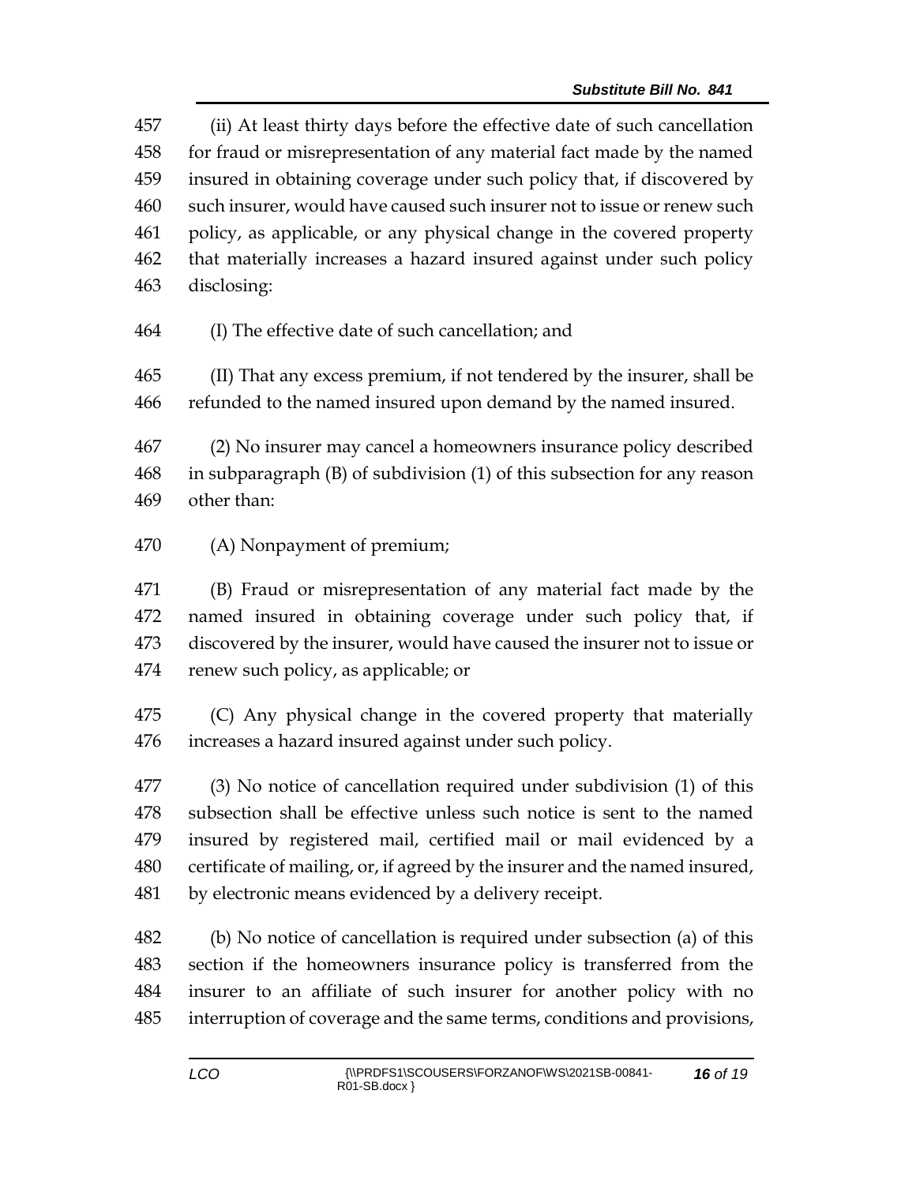(ii) At least thirty days before the effective date of such cancellation for fraud or misrepresentation of any material fact made by the named insured in obtaining coverage under such policy that, if discovered by such insurer, would have caused such insurer not to issue or renew such policy, as applicable, or any physical change in the covered property that materially increases a hazard insured against under such policy disclosing:

(I) The effective date of such cancellation; and

(II) That any excess premium, if not tendered by the insurer, shall be refunded to the named insured upon demand by the named insured.

(2) No insurer may cancel a homeowners insurance policy described in subparagraph (B) of subdivision (1) of this subsection for any reason other than:

(A) Nonpayment of premium;

(B) Fraud or misrepresentation of any material fact made by the named insured in obtaining coverage under such policy that, if discovered by the insurer, would have caused the insurer not to issue or renew such policy, as applicable; or

(C) Any physical change in the covered property that materially increases a hazard insured against under such policy.

(3) No notice of cancellation required under subdivision (1) of this subsection shall be effective unless such notice is sent to the named insured by registered mail, certified mail or mail evidenced by a certificate of mailing, or, if agreed by the insurer and the named insured, by electronic means evidenced by a delivery receipt.

(b) No notice of cancellation is required under subsection (a) of this section if the homeowners insurance policy is transferred from the insurer to an affiliate of such insurer for another policy with no interruption of coverage and the same terms, conditions and provisions,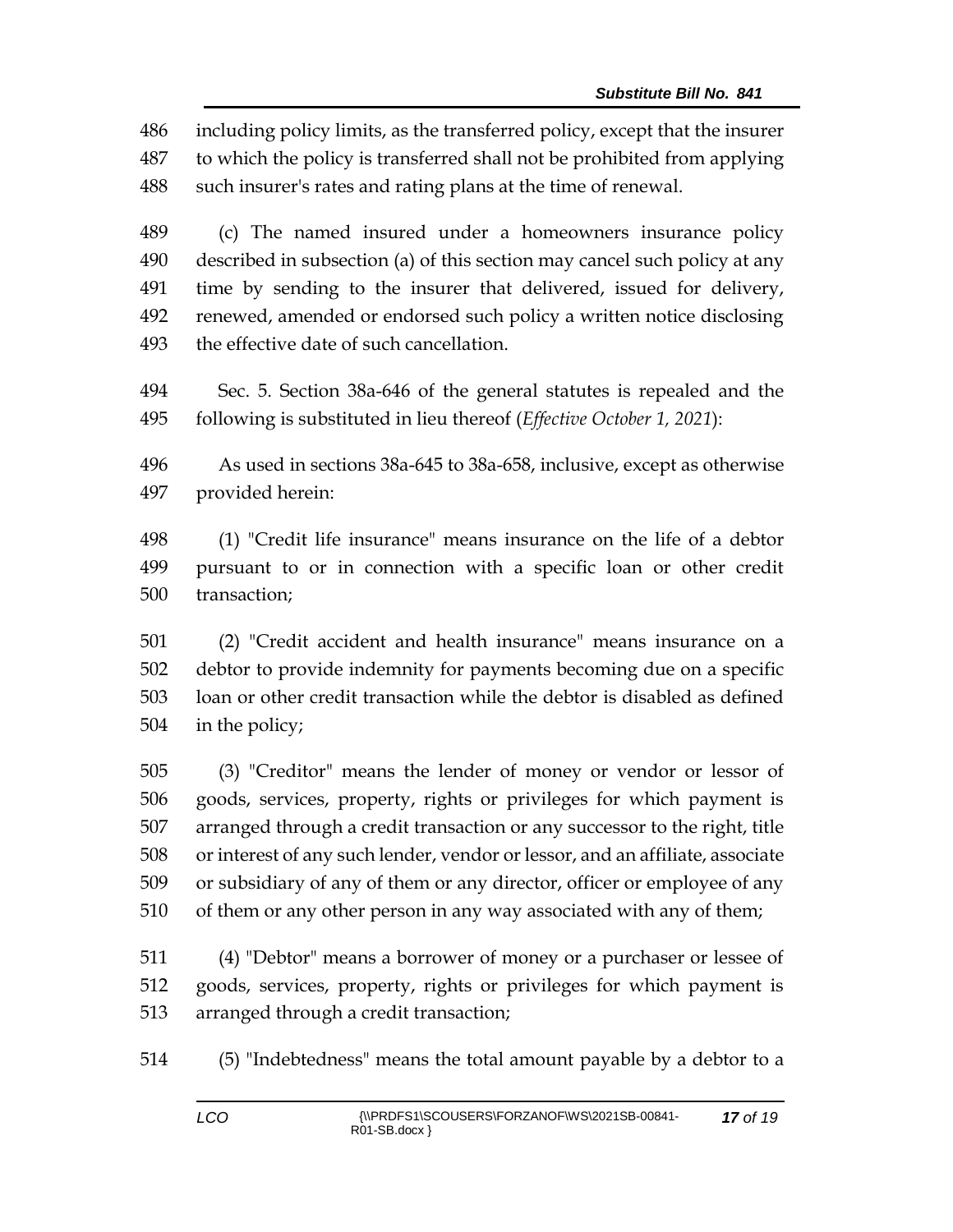486 including policy limits, as the transferred policy, except that the insurer
487 to which the policy is transferred shall not be prohibited from applying
488 such insurer's rates and rating plans at the time of renewal.

489 (c) The named insured under a homeowners insurance policy
490 described in subsection (a) of this section may cancel such policy at any
491 time by sending to the insurer that delivered, issued for delivery,
492 renewed, amended or endorsed such policy a written notice disclosing
493 the effective date of such cancellation.

494 Sec. 5. Section 38a-646 of the general statutes is repealed and the
495 following is substituted in lieu thereof (*Effective October 1, 2021*):

496 As used in sections 38a-645 to 38a-658, inclusive, except as otherwise
497 provided herein:

498 (1) "Credit life insurance" means insurance on the life of a debtor
499 pursuant to or in connection with a specific loan or other credit
500 transaction;

501 (2) "Credit accident and health insurance" means insurance on a
502 debtor to provide indemnity for payments becoming due on a specific
503 loan or other credit transaction while the debtor is disabled as defined
504 in the policy;

505 (3) "Creditor" means the lender of money or vendor or lessor of
506 goods, services, property, rights or privileges for which payment is
507 arranged through a credit transaction or any successor to the right, title
508 or interest of any such lender, vendor or lessor, and an affiliate, associate
509 or subsidiary of any of them or any director, officer or employee of any
510 of them or any other person in any way associated with any of them;

511 (4) "Debtor" means a borrower of money or a purchaser or lessee of
512 goods, services, property, rights or privileges for which payment is
513 arranged through a credit transaction;

514 (5) "Indebtedness" means the total amount payable by a debtor to a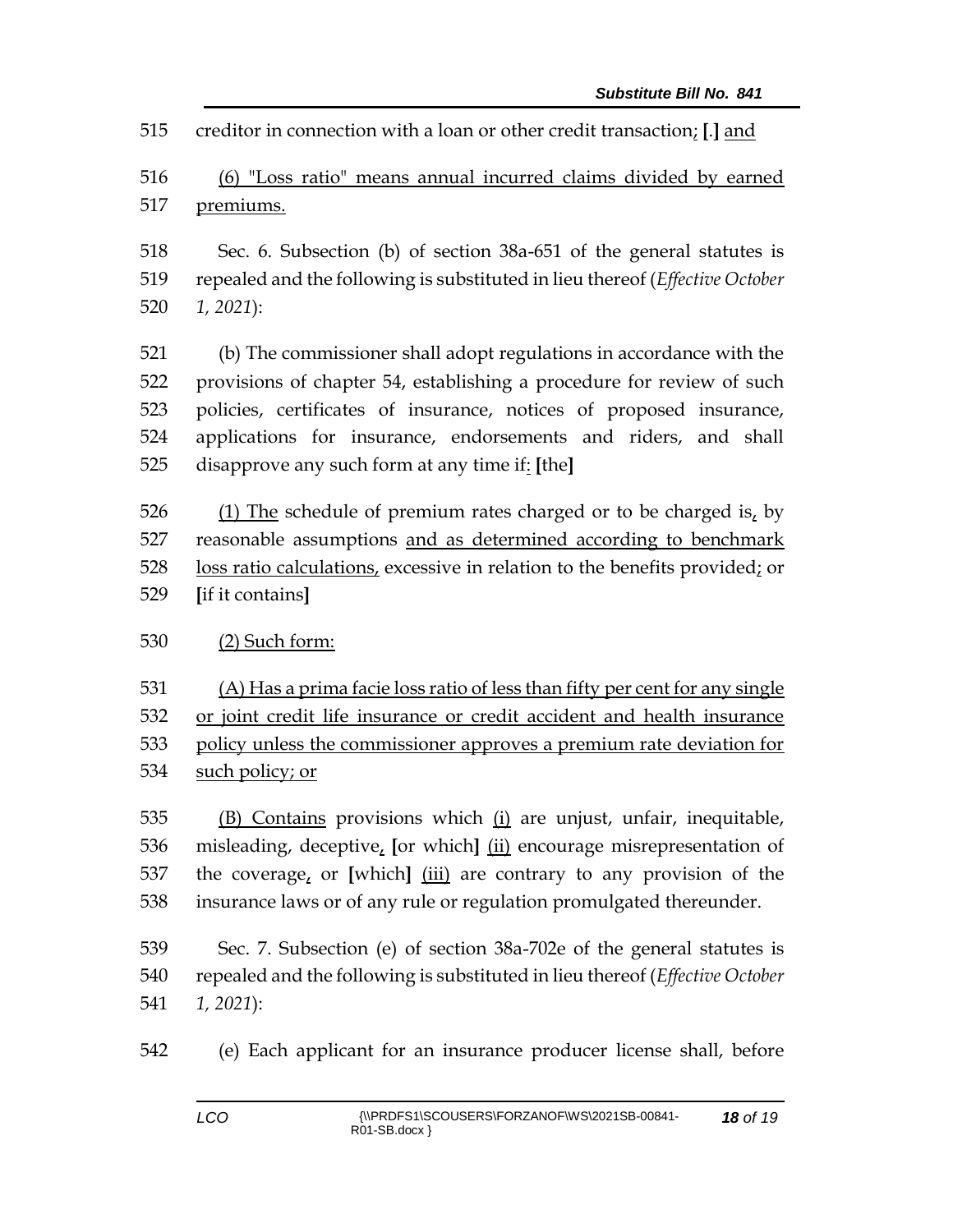515 creditor in connection with a loan or other credit transaction; [.] and

516 (6) "Loss ratio" means annual incurred claims divided by earned
517 premiums.

518 Sec. 6. Subsection (b) of section 38a-651 of the general statutes is
519 repealed and the following is substituted in lieu thereof (*Effective October*
520 *1, 2021*):

521 (b) The commissioner shall adopt regulations in accordance with the
522 provisions of chapter 54, establishing a procedure for review of such
523 policies, certificates of insurance, notices of proposed insurance,
524 applications for insurance, endorsements and riders, and shall
525 disapprove any such form at any time if: **[**the**]**

526 (1) The schedule of premium rates charged or to be charged is, by
527 reasonable assumptions and as determined according to benchmark
528 loss ratio calculations, excessive in relation to the benefits provided; or
529 **[**if it contains**]**

530 (2) Such form:

531 (A) Has a prima facie loss ratio of less than fifty per cent for any single
532 or joint credit life insurance or credit accident and health insurance
533 policy unless the commissioner approves a premium rate deviation for
534 such policy; or

535 (B) Contains provisions which (i) are unjust, unfair, inequitable,
536 misleading, deceptive, **[**or which**]** (ii) encourage misrepresentation of
537 the coverage, or **[**which**]** (iii) are contrary to any provision of the
538 insurance laws or of any rule or regulation promulgated thereunder.

539 Sec. 7. Subsection (e) of section 38a-702e of the general statutes is
540 repealed and the following is substituted in lieu thereof (*Effective October*
541 *1, 2021*):

542 (e) Each applicant for an insurance producer license shall, before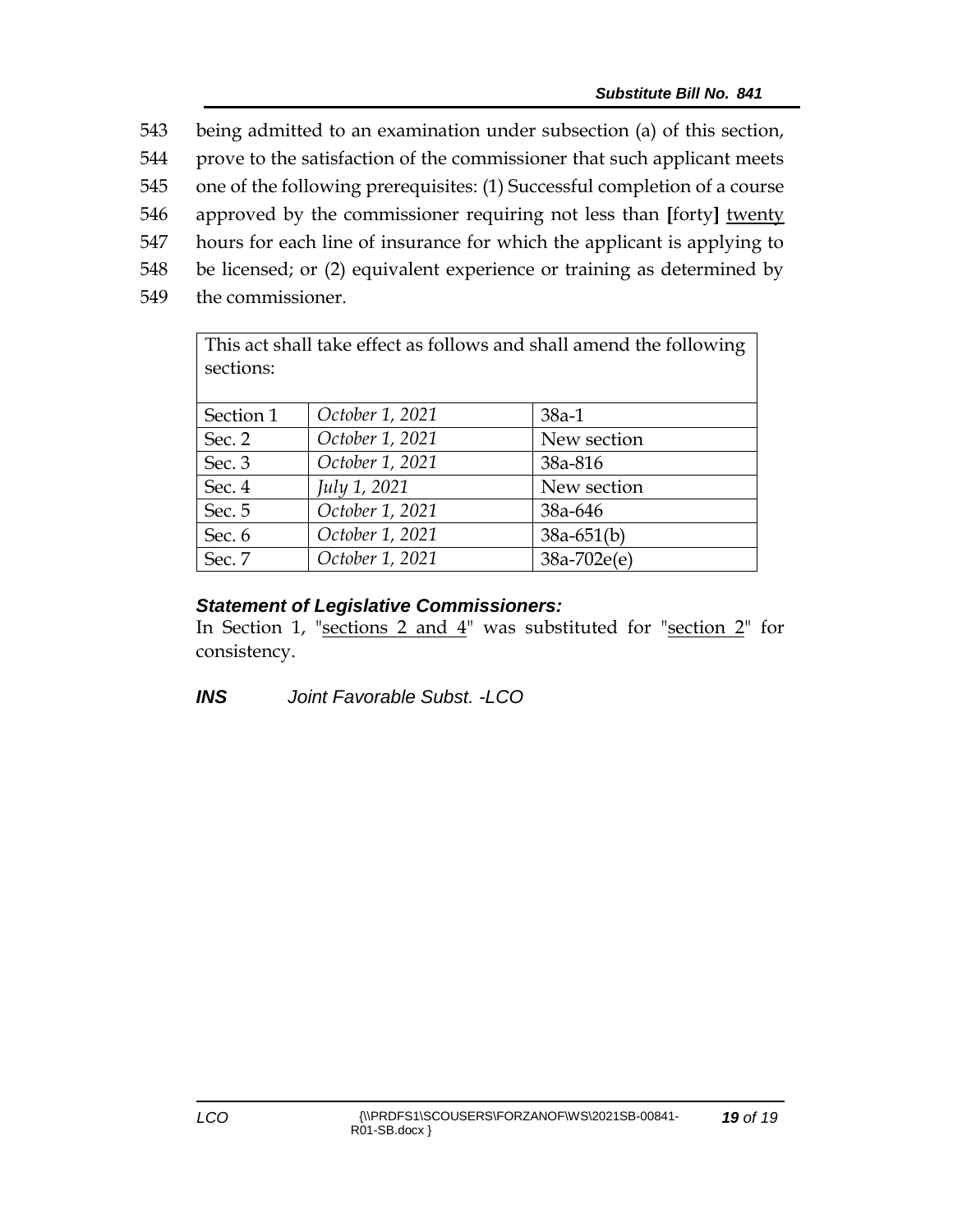543 being admitted to an examination under subsection (a) of this section,
544 prove to the satisfaction of the commissioner that such applicant meets
545 one of the following prerequisites: (1) Successful completion of a course
546 approved by the commissioner requiring not less than **[**forty**]** <u>twenty</u>
547 hours for each line of insurance for which the applicant is applying to
548 be licensed; or (2) equivalent experience or training as determined by
549 the commissioner.

| This act shall take effect as follows and shall amend the following sections: | | |
|---|---|---|
| Section 1 | *October 1, 2021* | 38a-1 |
| Sec. 2 | *October 1, 2021* | New section |
| Sec. 3 | *October 1, 2021* | 38a-816 |
| Sec. 4 | *July 1, 2021* | New section |
| Sec. 5 | *October 1, 2021* | 38a-646 |
| Sec. 6 | *October 1, 2021* | 38a-651(b) |
| Sec. 7 | *October 1, 2021* | 38a-702e(e) |

### *Statement of Legislative Commissioners:*

In Section 1, "<u>sections 2 and 4</u>" was substituted for "<u>section 2</u>" for consistency.

***INS*** *Joint Favorable Subst. -LCO*